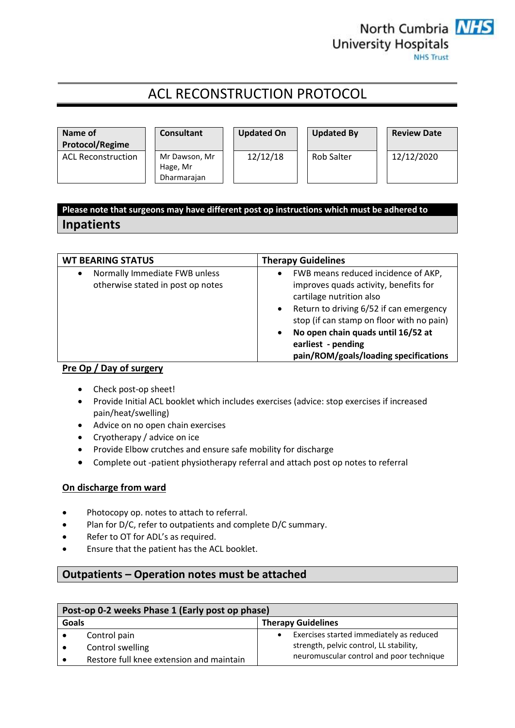North Cumbria University Hospitals NHS Trust

# ACL RECONSTRUCTION PROTOCOL

| Name of Protocol/Regime | Consultant | Updated On | Updated By | Review Date |
|---|---|---|---|---|
| ACL Reconstruction | Mr Dawson, Mr Hage, Mr Dharmarajan | 12/12/18 | Rob Salter | 12/12/2020 |

**Please note that surgeons may have different post op instructions which must be adhered to**

## Inpatients

| WT BEARING STATUS | Therapy Guidelines |
|---|---|
| • Normally Immediate FWB unless otherwise stated in post op notes | • FWB means reduced incidence of AKP, improves quads activity, benefits for cartilage nutrition also<br>• Return to driving 6/52 if can emergency stop (if can stamp on floor with no pain)<br>• **No open chain quads until 16/52 at earliest - pending pain/ROM/goals/loading specifications** |

### Pre Op / Day of surgery

- Check post-op sheet!
- Provide Initial ACL booklet which includes exercises (advice: stop exercises if increased pain/heat/swelling)
- Advice on no open chain exercises
- Cryotherapy / advice on ice
- Provide Elbow crutches and ensure safe mobility for discharge
- Complete out -patient physiotherapy referral and attach post op notes to referral

### On discharge from ward

- Photocopy op. notes to attach to referral.
- Plan for D/C, refer to outpatients and complete D/C summary.
- Refer to OT for ADL's as required.
- Ensure that the patient has the ACL booklet.

## Outpatients – Operation notes must be attached

| Post-op 0-2 weeks Phase 1 (Early post op phase) | |
|---|---|
| **Goals** | **Therapy Guidelines** |
| • Control pain<br>• Control swelling<br>• Restore full knee extension and maintain | • Exercises started immediately as reduced strength, pelvic control, LL stability, neuromuscular control and poor technique |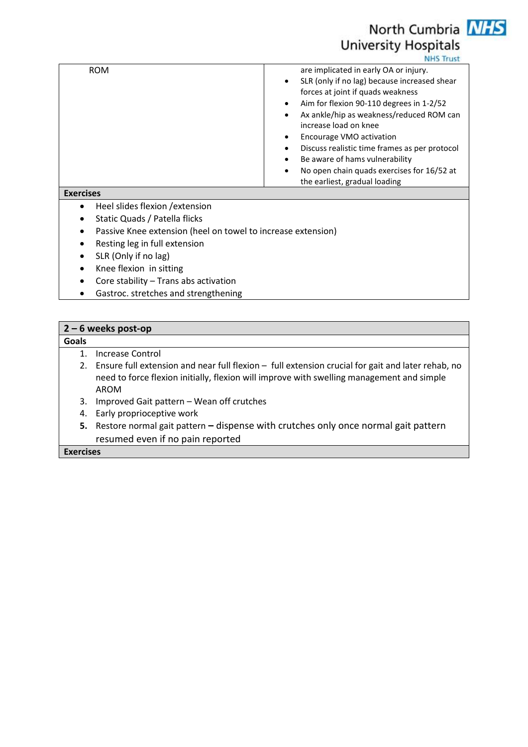| ROM | are implicated in early OA or injury.<br>• SLR (only if no lag) because increased shear forces at joint if quads weakness<br>• Aim for flexion 90-110 degrees in 1-2/52<br>• Ax ankle/hip as weakness/reduced ROM can increase load on knee<br>• Encourage VMO activation<br>• Discuss realistic time frames as per protocol<br>• Be aware of hams vulnerability<br>• No open chain quads exercises for 16/52 at the earliest, gradual loading |
|---|---|

**Exercises**

- Heel slides flexion /extension
- Static Quads / Patella flicks
- Passive Knee extension (heel on towel to increase extension)
- Resting leg in full extension
- SLR (Only if no lag)
- Knee flexion in sitting
- Core stability – Trans abs activation
- Gastroc. stretches and strengthening

## 2 – 6 weeks post-op

**Goals**

1. Increase Control
2. Ensure full extension and near full flexion – full extension crucial for gait and later rehab, no need to force flexion initially, flexion will improve with swelling management and simple AROM
3. Improved Gait pattern – Wean off crutches
4. Early proprioceptive work
5. Restore normal gait pattern **–** dispense with crutches only once normal gait pattern resumed even if no pain reported

**Exercises**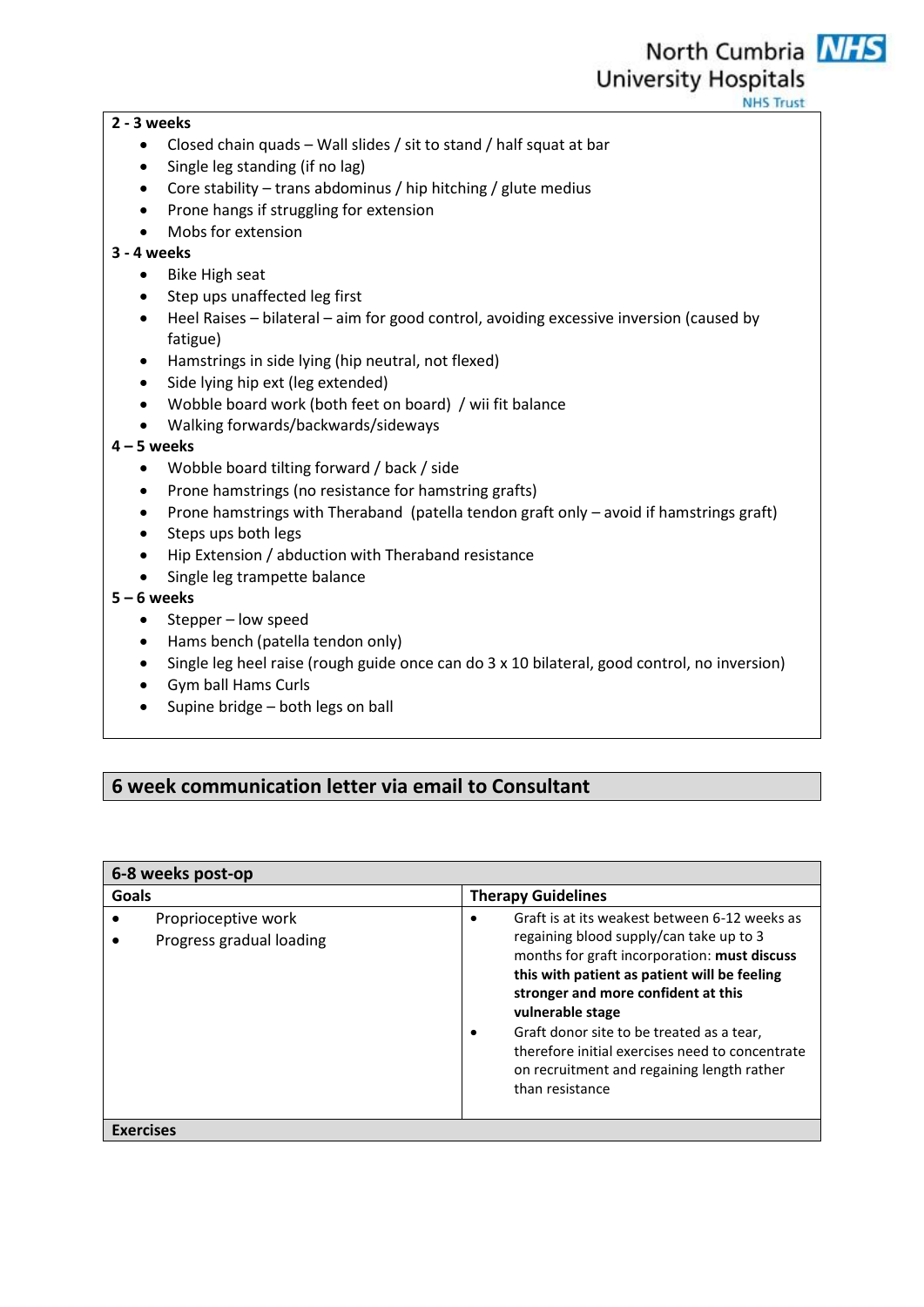**2 - 3 weeks**

- Closed chain quads – Wall slides / sit to stand / half squat at bar
- Single leg standing (if no lag)
- Core stability – trans abdominus / hip hitching / glute medius
- Prone hangs if struggling for extension
- Mobs for extension

**3 - 4 weeks**

- Bike High seat
- Step ups unaffected leg first
- Heel Raises – bilateral – aim for good control, avoiding excessive inversion (caused by fatigue)
- Hamstrings in side lying (hip neutral, not flexed)
- Side lying hip ext (leg extended)
- Wobble board work (both feet on board) / wii fit balance
- Walking forwards/backwards/sideways

**4 – 5 weeks**

- Wobble board tilting forward / back / side
- Prone hamstrings (no resistance for hamstring grafts)
- Prone hamstrings with Theraband (patella tendon graft only – avoid if hamstrings graft)
- Steps ups both legs
- Hip Extension / abduction with Theraband resistance
- Single leg trampette balance

**5 – 6 weeks**

- Stepper – low speed
- Hams bench (patella tendon only)
- Single leg heel raise (rough guide once can do 3 x 10 bilateral, good control, no inversion)
- Gym ball Hams Curls
- Supine bridge – both legs on ball

## 6 week communication letter via email to Consultant

| **6-8 weeks post-op** | |
|---|---|
| **Goals** | **Therapy Guidelines** |
| • Proprioceptive work<br>• Progress gradual loading | • Graft is at its weakest between 6-12 weeks as regaining blood supply/can take up to 3 months for graft incorporation: **must discuss this with patient as patient will be feeling stronger and more confident at this vulnerable stage**<br>• Graft donor site to be treated as a tear, therefore initial exercises need to concentrate on recruitment and regaining length rather than resistance |
| **Exercises** | |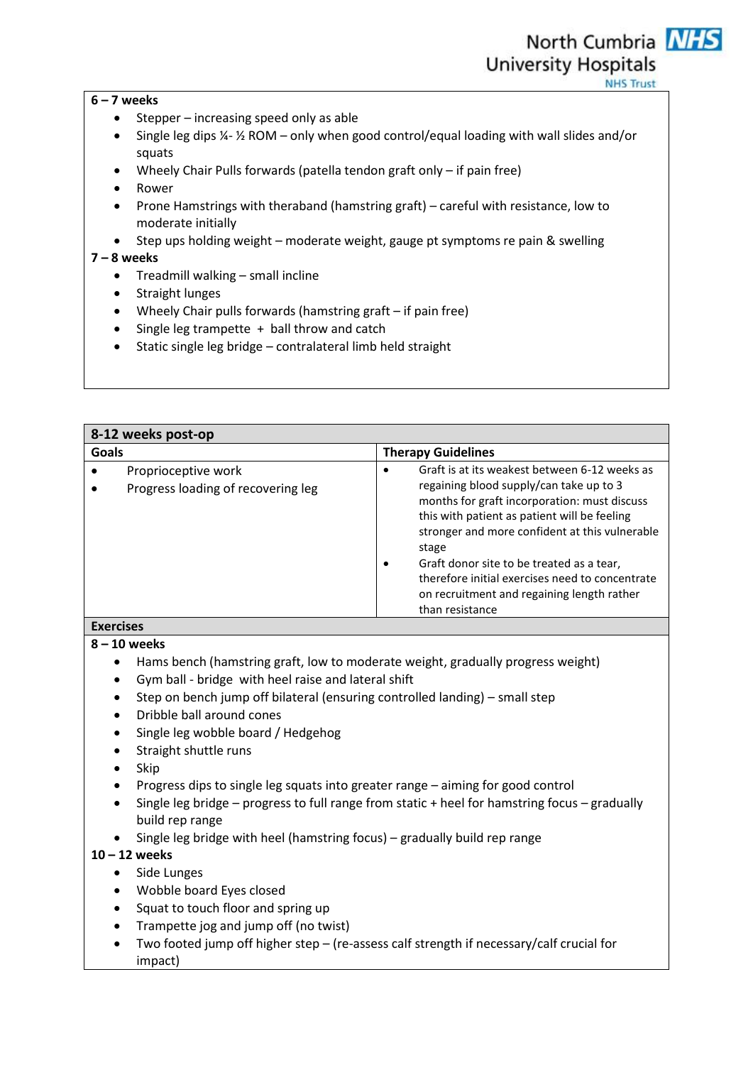**6 – 7 weeks**

- Stepper – increasing speed only as able
- Single leg dips ¼- ½ ROM – only when good control/equal loading with wall slides and/or squats
- Wheely Chair Pulls forwards (patella tendon graft only – if pain free)
- Rower
- Prone Hamstrings with theraband (hamstring graft) – careful with resistance, low to moderate initially
- Step ups holding weight – moderate weight, gauge pt symptoms re pain & swelling

**7 – 8 weeks**

- Treadmill walking – small incline
- Straight lunges
- Wheely Chair pulls forwards (hamstring graft – if pain free)
- Single leg trampette + ball throw and catch
- Static single leg bridge – contralateral limb held straight

## 8-12 weeks post-op

| Goals | Therapy Guidelines |
|---|---|
| • Proprioceptive work<br>• Progress loading of recovering leg | • Graft is at its weakest between 6-12 weeks as regaining blood supply/can take up to 3 months for graft incorporation: must discuss this with patient as patient will be feeling stronger and more confident at this vulnerable stage<br>• Graft donor site to be treated as a tear, therefore initial exercises need to concentrate on recruitment and regaining length rather than resistance |

### Exercises

**8 – 10 weeks**

- Hams bench (hamstring graft, low to moderate weight, gradually progress weight)
- Gym ball - bridge with heel raise and lateral shift
- Step on bench jump off bilateral (ensuring controlled landing) – small step
- Dribble ball around cones
- Single leg wobble board / Hedgehog
- Straight shuttle runs
- Skip
- Progress dips to single leg squats into greater range – aiming for good control
- Single leg bridge – progress to full range from static + heel for hamstring focus – gradually build rep range
- Single leg bridge with heel (hamstring focus) – gradually build rep range

**10 – 12 weeks**

- Side Lunges
- Wobble board Eyes closed
- Squat to touch floor and spring up
- Trampette jog and jump off (no twist)
- Two footed jump off higher step – (re-assess calf strength if necessary/calf crucial for impact)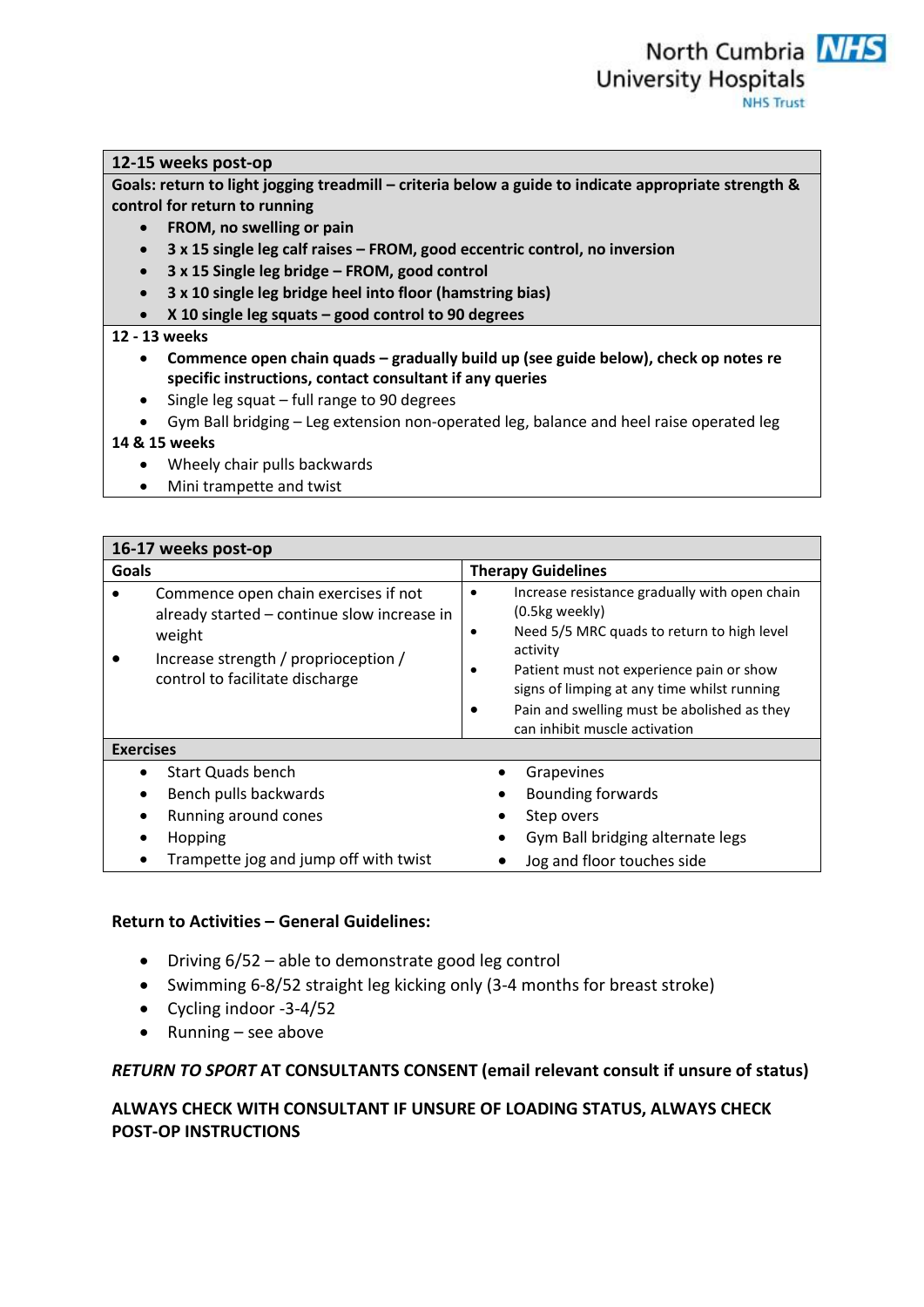**12-15 weeks post-op**

**Goals: return to light jogging treadmill – criteria below a guide to indicate appropriate strength & control for return to running**

- **FROM, no swelling or pain**
- **3 x 15 single leg calf raises – FROM, good eccentric control, no inversion**
- **3 x 15 Single leg bridge – FROM, good control**
- **3 x 10 single leg bridge heel into floor (hamstring bias)**
- **X 10 single leg squats – good control to 90 degrees**

**12 - 13 weeks**

- **Commence open chain quads – gradually build up (see guide below), check op notes re specific instructions, contact consultant if any queries**
- Single leg squat – full range to 90 degrees
- Gym Ball bridging – Leg extension non-operated leg, balance and heel raise operated leg

**14 & 15 weeks**

- Wheely chair pulls backwards
- Mini trampette and twist

**16-17 weeks post-op**

| Goals | Therapy Guidelines |
|---|---|
| • Commence open chain exercises if not already started – continue slow increase in weight<br>• Increase strength / proprioception / control to facilitate discharge | • Increase resistance gradually with open chain (0.5kg weekly)<br>• Need 5/5 MRC quads to return to high level activity<br>• Patient must not experience pain or show signs of limping at any time whilst running<br>• Pain and swelling must be abolished as they can inhibit muscle activation |

**Exercises**

- Start Quads bench
- Bench pulls backwards
- Running around cones
- Hopping
- Trampette jog and jump off with twist
- Grapevines
- Bounding forwards
- Step overs
- Gym Ball bridging alternate legs
- Jog and floor touches side

**Return to Activities – General Guidelines:**

- Driving 6/52 – able to demonstrate good leg control
- Swimming 6-8/52 straight leg kicking only (3-4 months for breast stroke)
- Cycling indoor -3-4/52
- Running – see above

***RETURN TO SPORT* AT CONSULTANTS CONSENT (email relevant consult if unsure of status)**

**ALWAYS CHECK WITH CONSULTANT IF UNSURE OF LOADING STATUS, ALWAYS CHECK POST-OP INSTRUCTIONS**